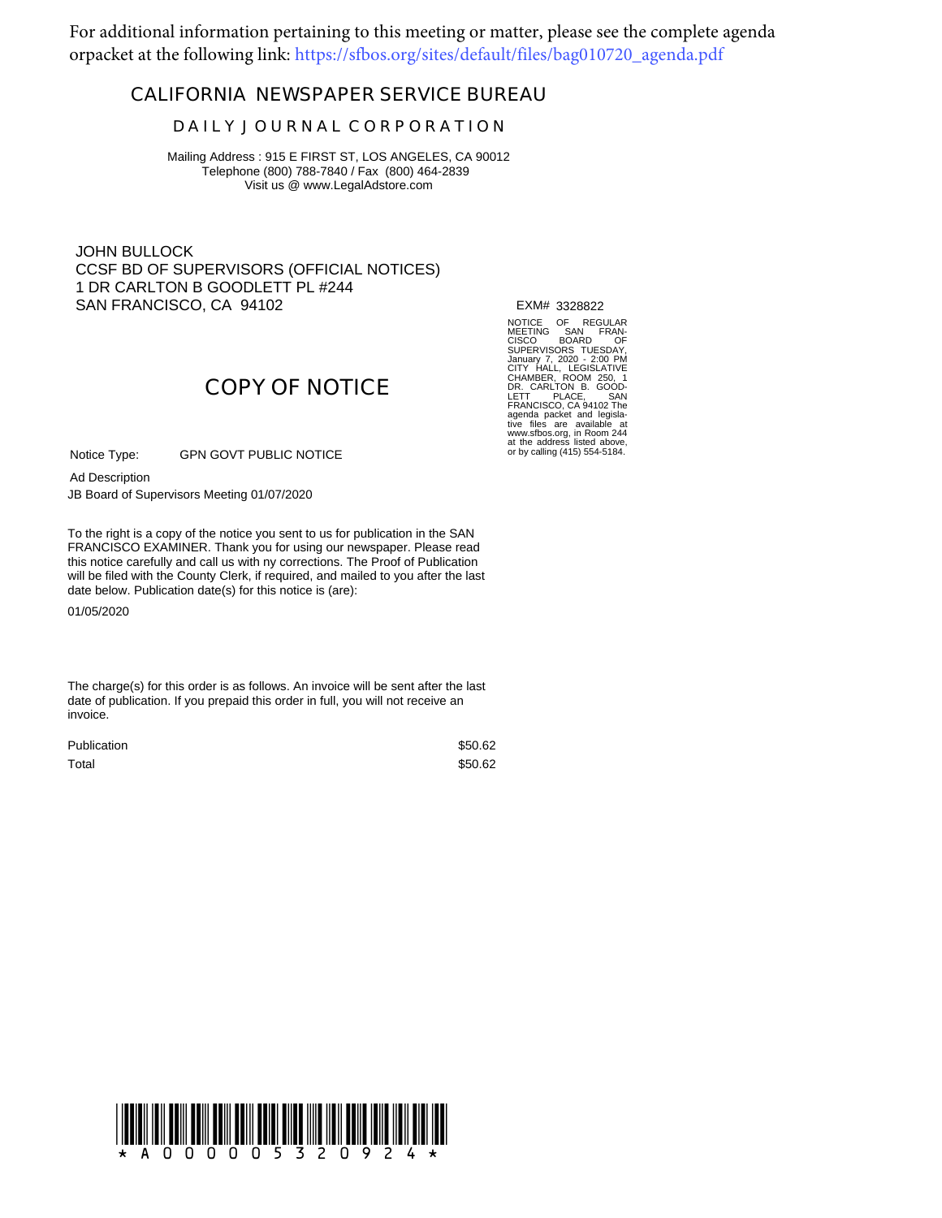For additional information pertaining to this meeting or matter, please see the complete agenda orpacket at the following link: https://sfbos.org/sites/default/files/bag010720_agenda.pdf

# CALIFORNIA NEWSPAPER SERVICE BUREAU

## DAILY JOURNAL CORPORATION

Mailing Address : 915 E FIRST ST, LOS ANGELES, CA 90012
Telephone (800) 788-7840 / Fax (800) 464-2839
Visit us @ www.LegalAdstore.com

JOHN BULLOCK
CCSF BD OF SUPERVISORS (OFFICIAL NOTICES)
1 DR CARLTON B GOODLETT PL #244
SAN FRANCISCO, CA 94102

EXM# 3328822

NOTICE OF REGULAR MEETING SAN FRANCISCO BOARD OF SUPERVISORS TUESDAY, January 7, 2020 - 2:00 PM CITY HALL, LEGISLATIVE CHAMBER, ROOM 250, 1 DR. CARLTON B. GOODLETT PLACE, SAN FRANCISCO, CA 94102 The agenda packet and legislative files are available at www.sfbos.org, in Room 244 at the address listed above, or by calling (415) 554-5184.

## COPY OF NOTICE

Notice Type: GPN GOVT PUBLIC NOTICE

Ad Description

JB Board of Supervisors Meeting 01/07/2020

To the right is a copy of the notice you sent to us for publication in the SAN FRANCISCO EXAMINER. Thank you for using our newspaper. Please read this notice carefully and call us with ny corrections. The Proof of Publication will be filed with the County Clerk, if required, and mailed to you after the last date below. Publication date(s) for this notice is (are):

01/05/2020

The charge(s) for this order is as follows. An invoice will be sent after the last date of publication. If you prepaid this order in full, you will not receive an invoice.

| | |
|---|---|
| Publication | $50.62 |
| Total | $50.62 |

\* A 0 0 0 0 0 5 3 2 0 9 2 4 \*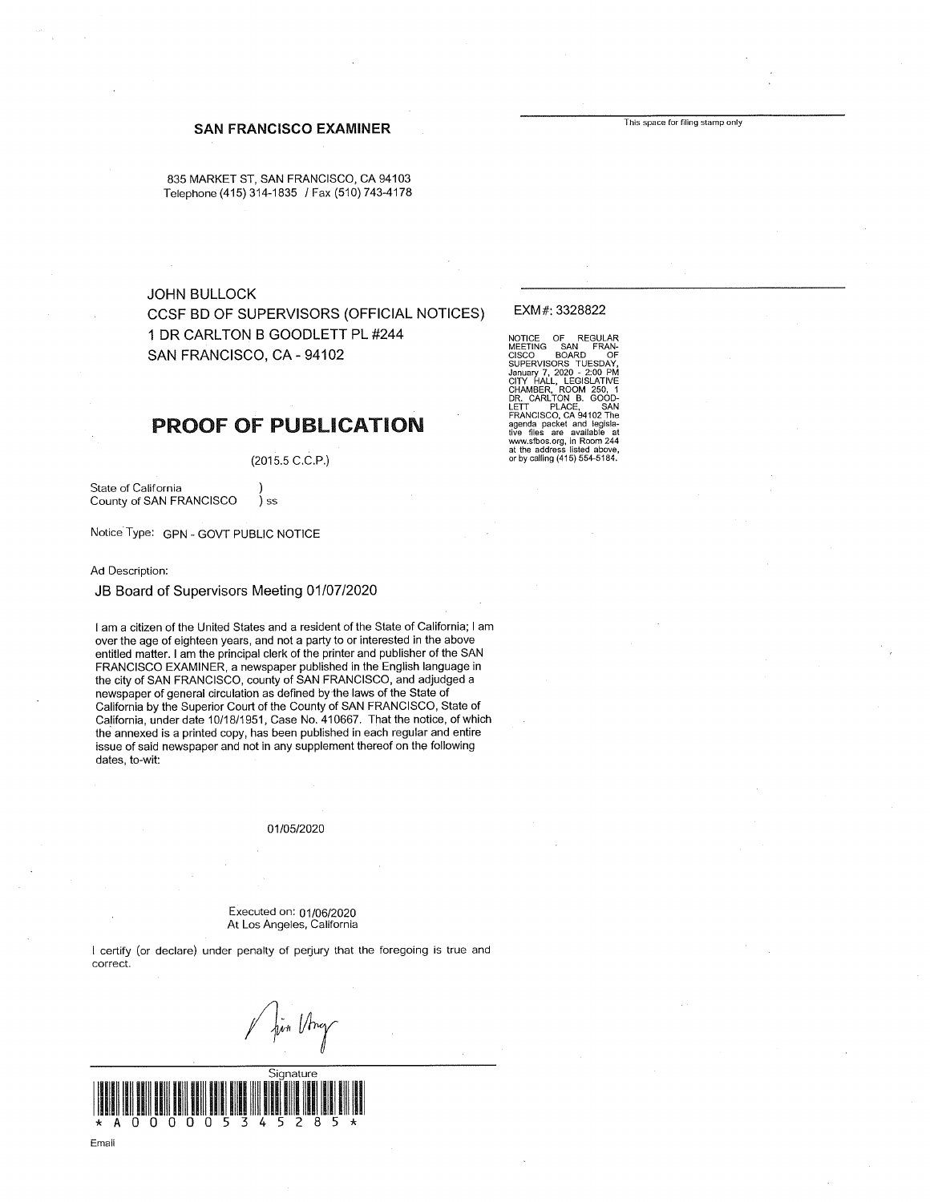**SAN FRANCISCO EXAMINER**

835 MARKET ST, SAN FRANCISCO, CA 94103
Telephone (415) 314-1835 / Fax (510) 743-4178

This space for filing stamp only

JOHN BULLOCK
CCSF BD OF SUPERVISORS (OFFICIAL NOTICES)
1 DR CARLTON B GOODLETT PL #244
SAN FRANCISCO, CA - 94102

EXM#: 3328822

NOTICE OF REGULAR MEETING SAN FRANCISCO BOARD OF SUPERVISORS TUESDAY, January 7, 2020 - 2:00 PM CITY HALL, LEGISLATIVE CHAMBER, ROOM 250, 1 DR. CARLTON B. GOODLETT PLACE, SAN FRANCISCO, CA 94102 The agenda packet and legislative files are available at www.sfbos.org, in Room 244 at the address listed above, or by calling (415) 554-5184.

# PROOF OF PUBLICATION

(2015.5 C.C.P.)

State of California )
County of SAN FRANCISCO ) ss

Notice Type: GPN - GOVT PUBLIC NOTICE

Ad Description:

JB Board of Supervisors Meeting 01/07/2020

I am a citizen of the United States and a resident of the State of California; I am over the age of eighteen years, and not a party to or interested in the above entitled matter. I am the principal clerk of the printer and publisher of the SAN FRANCISCO EXAMINER, a newspaper published in the English language in the city of SAN FRANCISCO, county of SAN FRANCISCO, and adjudged a newspaper of general circulation as defined by the laws of the State of California by the Superior Court of the County of SAN FRANCISCO, State of California, under date 10/18/1951, Case No. 410667. That the notice, of which the annexed is a printed copy, has been published in each regular and entire issue of said newspaper and not in any supplement thereof on the following dates, to-wit:

01/05/2020

Executed on: 01/06/2020
At Los Angeles, California

I certify (or declare) under penalty of perjury that the foregoing is true and correct.

Signature

\* A 0 0 0 0 0 5 3 4 5 2 8 5 \*

Email